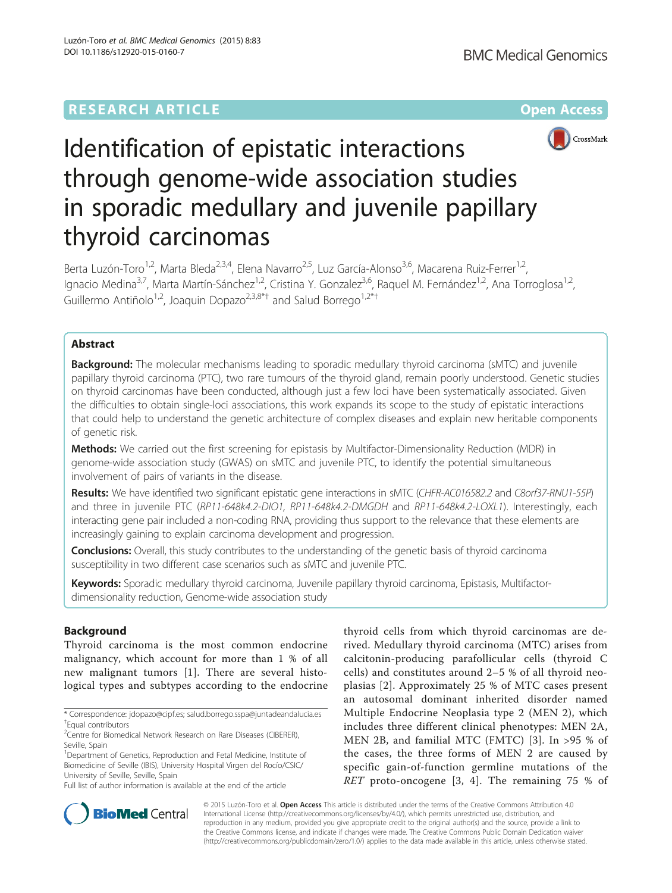RESEARCH ARTICLE

Open Access

# Identification of epistatic interactions through genome-wide association studies in sporadic medullary and juvenile papillary thyroid carcinomas

Berta Luzón-Toro[1,2], Marta Bleda[2,3,4], Elena Navarro[2,5], Luz García-Alonso[3,6], Macarena Ruiz-Ferrer[1,2], Ignacio Medina[3,7], Marta Martín-Sánchez[1,2], Cristina Y. Gonzalez[3,6], Raquel M. Fernández[1,2], Ana Torroglosa[1,2], Guillermo Antiñolo[1,2], Joaquin Dopazo[2,3,8*†] and Salud Borrego[1,2*†]

## Abstract

**Background:** The molecular mechanisms leading to sporadic medullary thyroid carcinoma (sMTC) and juvenile papillary thyroid carcinoma (PTC), two rare tumours of the thyroid gland, remain poorly understood. Genetic studies on thyroid carcinomas have been conducted, although just a few loci have been systematically associated. Given the difficulties to obtain single-loci associations, this work expands its scope to the study of epistatic interactions that could help to understand the genetic architecture of complex diseases and explain new heritable components of genetic risk.

**Methods:** We carried out the first screening for epistasis by Multifactor-Dimensionality Reduction (MDR) in genome-wide association study (GWAS) on sMTC and juvenile PTC, to identify the potential simultaneous involvement of pairs of variants in the disease.

**Results:** We have identified two significant epistatic gene interactions in sMTC (*CHFR-AC016582.2* and *C8orf37-RNU1-55P*) and three in juvenile PTC (*RP11-648k4.2-DIO1, RP11-648k4.2-DMGDH* and *RP11-648k4.2-LOXL1*). Interestingly, each interacting gene pair included a non-coding RNA, providing thus support to the relevance that these elements are increasingly gaining to explain carcinoma development and progression.

**Conclusions:** Overall, this study contributes to the understanding of the genetic basis of thyroid carcinoma susceptibility in two different case scenarios such as sMTC and juvenile PTC.

**Keywords:** Sporadic medullary thyroid carcinoma, Juvenile papillary thyroid carcinoma, Epistasis, Multifactor-dimensionality reduction, Genome-wide association study

## Background

Thyroid carcinoma is the most common endocrine malignancy, which account for more than 1 % of all new malignant tumors [1]. There are several histological types and subtypes according to the endocrine thyroid cells from which thyroid carcinomas are derived. Medullary thyroid carcinoma (MTC) arises from calcitonin-producing parafollicular cells (thyroid C cells) and constitutes around 2–5 % of all thyroid neoplasias [2]. Approximately 25 % of MTC cases present an autosomal dominant inherited disorder named Multiple Endocrine Neoplasia type 2 (MEN 2), which includes three different clinical phenotypes: MEN 2A, MEN 2B, and familial MTC (FMTC) [3]. In >95 % of the cases, the three forms of MEN 2 are caused by specific gain-of-function germline mutations of the *RET* proto-oncogene [3, 4]. The remaining 75 % of

\* Correspondence: jdopazo@cipf.es; salud.borrego.sspa@juntadeandalucia.es
†Equal contributors
[2]Centre for Biomedical Network Research on Rare Diseases (CIBERER), Seville, Spain
[1]Department of Genetics, Reproduction and Fetal Medicine, Institute of Biomedicine of Seville (IBIS), University Hospital Virgen del Rocío/CSIC/ University of Seville, Seville, Spain
Full list of author information is available at the end of the article

© 2015 Luzón-Toro et al. **Open Access** This article is distributed under the terms of the Creative Commons Attribution 4.0 International License (http://creativecommons.org/licenses/by/4.0/), which permits unrestricted use, distribution, and reproduction in any medium, provided you give appropriate credit to the original author(s) and the source, provide a link to the Creative Commons license, and indicate if changes were made. The Creative Commons Public Domain Dedication waiver (http://creativecommons.org/publicdomain/zero/1.0/) applies to the data made available in this article, unless otherwise stated.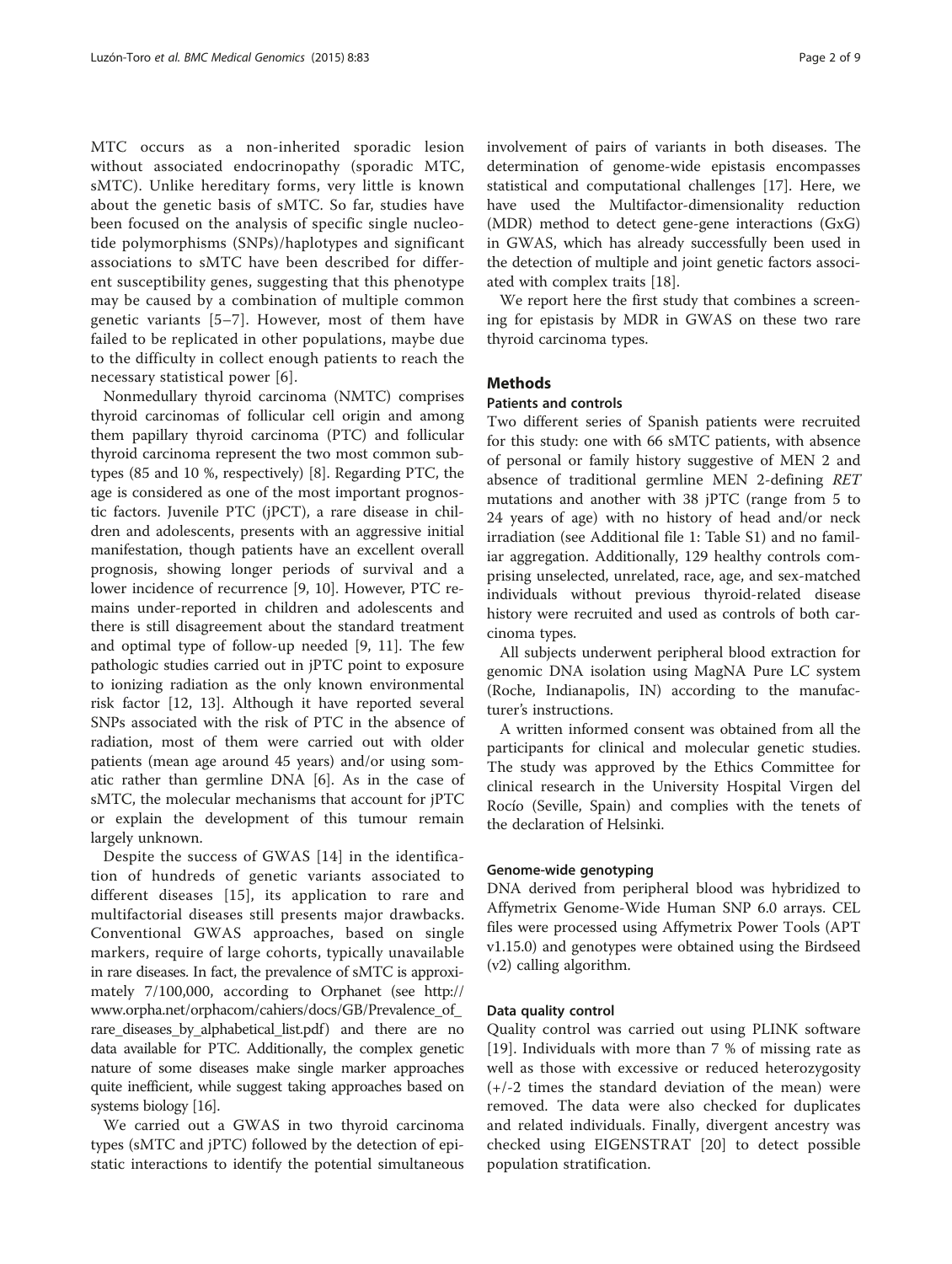MTC occurs as a non-inherited sporadic lesion without associated endocrinopathy (sporadic MTC, sMTC). Unlike hereditary forms, very little is known about the genetic basis of sMTC. So far, studies have been focused on the analysis of specific single nucleotide polymorphisms (SNPs)/haplotypes and significant associations to sMTC have been described for different susceptibility genes, suggesting that this phenotype may be caused by a combination of multiple common genetic variants [5–7]. However, most of them have failed to be replicated in other populations, maybe due to the difficulty in collect enough patients to reach the necessary statistical power [6].

Nonmedullary thyroid carcinoma (NMTC) comprises thyroid carcinomas of follicular cell origin and among them papillary thyroid carcinoma (PTC) and follicular thyroid carcinoma represent the two most common subtypes (85 and 10 %, respectively) [8]. Regarding PTC, the age is considered as one of the most important prognostic factors. Juvenile PTC (jPCT), a rare disease in children and adolescents, presents with an aggressive initial manifestation, though patients have an excellent overall prognosis, showing longer periods of survival and a lower incidence of recurrence [9, 10]. However, PTC remains under-reported in children and adolescents and there is still disagreement about the standard treatment and optimal type of follow-up needed [9, 11]. The few pathologic studies carried out in jPTC point to exposure to ionizing radiation as the only known environmental risk factor [12, 13]. Although it have reported several SNPs associated with the risk of PTC in the absence of radiation, most of them were carried out with older patients (mean age around 45 years) and/or using somatic rather than germline DNA [6]. As in the case of sMTC, the molecular mechanisms that account for jPTC or explain the development of this tumour remain largely unknown.

Despite the success of GWAS [14] in the identification of hundreds of genetic variants associated to different diseases [15], its application to rare and multifactorial diseases still presents major drawbacks. Conventional GWAS approaches, based on single markers, require of large cohorts, typically unavailable in rare diseases. In fact, the prevalence of sMTC is approximately 7/100,000, according to Orphanet (see http://www.orpha.net/orphacom/cahiers/docs/GB/Prevalence_of_rare_diseases_by_alphabetical_list.pdf) and there are no data available for PTC. Additionally, the complex genetic nature of some diseases make single marker approaches quite inefficient, while suggest taking approaches based on systems biology [16].

We carried out a GWAS in two thyroid carcinoma types (sMTC and jPTC) followed by the detection of epistatic interactions to identify the potential simultaneous involvement of pairs of variants in both diseases. The determination of genome-wide epistasis encompasses statistical and computational challenges [17]. Here, we have used the Multifactor-dimensionality reduction (MDR) method to detect gene-gene interactions (GxG) in GWAS, which has already successfully been used in the detection of multiple and joint genetic factors associated with complex traits [18].

We report here the first study that combines a screening for epistasis by MDR in GWAS on these two rare thyroid carcinoma types.

## Methods

### Patients and controls

Two different series of Spanish patients were recruited for this study: one with 66 sMTC patients, with absence of personal or family history suggestive of MEN 2 and absence of traditional germline MEN 2-defining *RET* mutations and another with 38 jPTC (range from 5 to 24 years of age) with no history of head and/or neck irradiation (see Additional file 1: Table S1) and no familiar aggregation. Additionally, 129 healthy controls comprising unselected, unrelated, race, age, and sex-matched individuals without previous thyroid-related disease history were recruited and used as controls of both carcinoma types.

All subjects underwent peripheral blood extraction for genomic DNA isolation using MagNA Pure LC system (Roche, Indianapolis, IN) according to the manufacturer's instructions.

A written informed consent was obtained from all the participants for clinical and molecular genetic studies. The study was approved by the Ethics Committee for clinical research in the University Hospital Virgen del Rocío (Seville, Spain) and complies with the tenets of the declaration of Helsinki.

### Genome-wide genotyping

DNA derived from peripheral blood was hybridized to Affymetrix Genome-Wide Human SNP 6.0 arrays. CEL files were processed using Affymetrix Power Tools (APT v1.15.0) and genotypes were obtained using the Birdseed (v2) calling algorithm.

### Data quality control

Quality control was carried out using PLINK software [19]. Individuals with more than 7 % of missing rate as well as those with excessive or reduced heterozygosity (+/-2 times the standard deviation of the mean) were removed. The data were also checked for duplicates and related individuals. Finally, divergent ancestry was checked using EIGENSTRAT [20] to detect possible population stratification.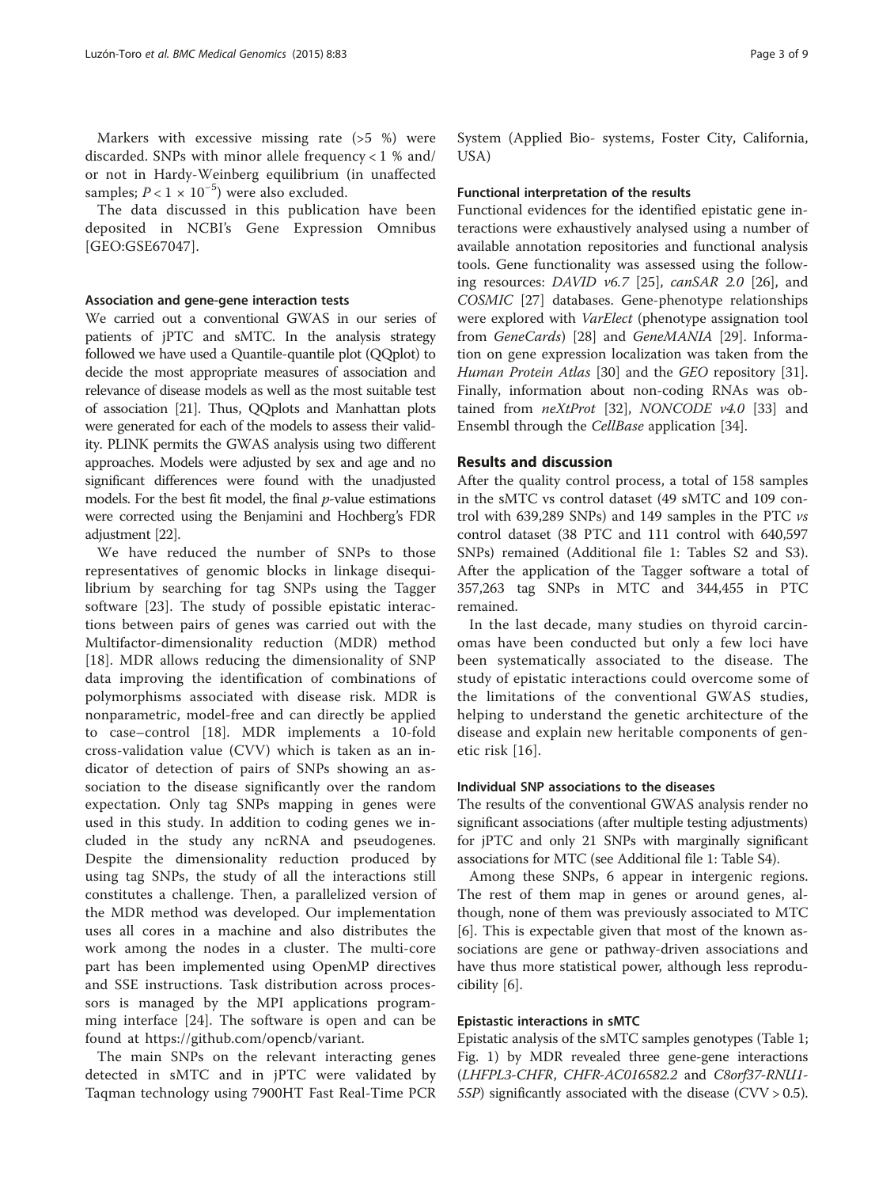Markers with excessive missing rate (>5 %) were discarded. SNPs with minor allele frequency < 1 % and/or not in Hardy-Weinberg equilibrium (in unaffected samples; $P < 1 \times 10^{-5}$) were also excluded.

The data discussed in this publication have been deposited in NCBI's Gene Expression Omnibus [GEO:GSE67047].

### Association and gene-gene interaction tests

We carried out a conventional GWAS in our series of patients of jPTC and sMTC. In the analysis strategy followed we have used a Quantile-quantile plot (QQplot) to decide the most appropriate measures of association and relevance of disease models as well as the most suitable test of association [21]. Thus, QQplots and Manhattan plots were generated for each of the models to assess their validity. PLINK permits the GWAS analysis using two different approaches. Models were adjusted by sex and age and no significant differences were found with the unadjusted models. For the best fit model, the final *p*-value estimations were corrected using the Benjamini and Hochberg's FDR adjustment [22].

We have reduced the number of SNPs to those representatives of genomic blocks in linkage disequilibrium by searching for tag SNPs using the Tagger software [23]. The study of possible epistatic interactions between pairs of genes was carried out with the Multifactor-dimensionality reduction (MDR) method [18]. MDR allows reducing the dimensionality of SNP data improving the identification of combinations of polymorphisms associated with disease risk. MDR is nonparametric, model-free and can directly be applied to case–control [18]. MDR implements a 10-fold cross-validation value (CVV) which is taken as an indicator of detection of pairs of SNPs showing an association to the disease significantly over the random expectation. Only tag SNPs mapping in genes were used in this study. In addition to coding genes we included in the study any ncRNA and pseudogenes. Despite the dimensionality reduction produced by using tag SNPs, the study of all the interactions still constitutes a challenge. Then, a parallelized version of the MDR method was developed. Our implementation uses all cores in a machine and also distributes the work among the nodes in a cluster. The multi-core part has been implemented using OpenMP directives and SSE instructions. Task distribution across processors is managed by the MPI applications programming interface [24]. The software is open and can be found at https://github.com/opencb/variant.

The main SNPs on the relevant interacting genes detected in sMTC and in jPTC were validated by Taqman technology using 7900HT Fast Real-Time PCR System (Applied Bio- systems, Foster City, California, USA)

### Functional interpretation of the results

Functional evidences for the identified epistatic gene interactions were exhaustively analysed using a number of available annotation repositories and functional analysis tools. Gene functionality was assessed using the following resources: *DAVID v6.7* [25], *canSAR 2.0* [26], and *COSMIC* [27] databases. Gene-phenotype relationships were explored with *VarElect* (phenotype assignation tool from *GeneCards*) [28] and *GeneMANIA* [29]. Information on gene expression localization was taken from the *Human Protein Atlas* [30] and the *GEO* repository [31]. Finally, information about non-coding RNAs was obtained from *neXtProt* [32], *NONCODE v4.0* [33] and Ensembl through the *CellBase* application [34].

## Results and discussion

After the quality control process, a total of 158 samples in the sMTC vs control dataset (49 sMTC and 109 control with 639,289 SNPs) and 149 samples in the PTC *vs* control dataset (38 PTC and 111 control with 640,597 SNPs) remained (Additional file 1: Tables S2 and S3). After the application of the Tagger software a total of 357,263 tag SNPs in MTC and 344,455 in PTC remained.

In the last decade, many studies on thyroid carcinomas have been conducted but only a few loci have been systematically associated to the disease. The study of epistatic interactions could overcome some of the limitations of the conventional GWAS studies, helping to understand the genetic architecture of the disease and explain new heritable components of genetic risk [16].

### Individual SNP associations to the diseases

The results of the conventional GWAS analysis render no significant associations (after multiple testing adjustments) for jPTC and only 21 SNPs with marginally significant associations for MTC (see Additional file 1: Table S4).

Among these SNPs, 6 appear in intergenic regions. The rest of them map in genes or around genes, although, none of them was previously associated to MTC [6]. This is expectable given that most of the known associations are gene or pathway-driven associations and have thus more statistical power, although less reproducibility [6].

### Epistatic interactions in sMTC

Epistatic analysis of the sMTC samples genotypes (Table 1; Fig. 1) by MDR revealed three gene-gene interactions (*LHFPL3-CHFR*, *CHFR-AC016582.2* and *C8orf37-RNU1-55P*) significantly associated with the disease (CVV > 0.5).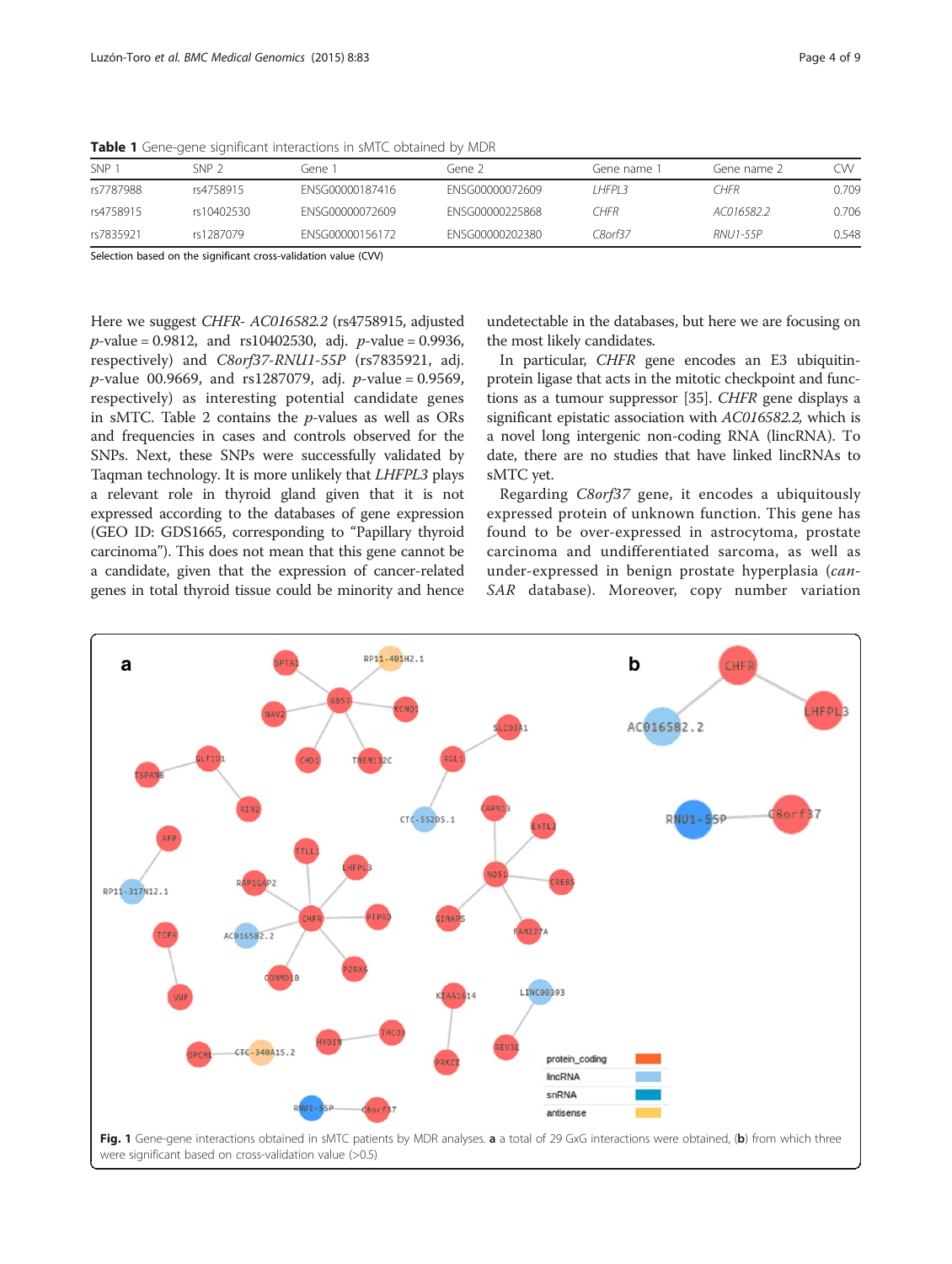**Table 1** Gene-gene significant interactions in sMTC obtained by MDR

| SNP 1 | SNP 2 | Gene 1 | Gene 2 | Gene name 1 | Gene name 2 | CVV |
|---|---|---|---|---|---|---|
| rs7787988 | rs4758915 | ENSG00000187416 | ENSG00000072609 | *LHFPL3* | *CHFR* | 0.709 |
| rs4758915 | rs10402530 | ENSG00000072609 | ENSG00000225868 | *CHFR* | *AC016582.2* | 0.706 |
| rs7835921 | rs1287079 | ENSG00000156172 | ENSG00000202380 | *C8orf37* | *RNU1-55P* | 0.548 |

Selection based on the significant cross-validation value (CVV)

Here we suggest *CHFR- AC016582.2* (rs4758915, adjusted *p*-value = 0.9812, and rs10402530, adj. *p*-value = 0.9936, respectively) and *C8orf37-RNU1-55P* (rs7835921, adj. *p*-value 00.9669, and rs1287079, adj. *p*-value = 0.9569, respectively) as interesting potential candidate genes in sMTC. Table 2 contains the *p*-values as well as ORs and frequencies in cases and controls observed for the SNPs. Next, these SNPs were successfully validated by Taqman technology. It is more unlikely that *LHFPL3* plays a relevant role in thyroid gland given that it is not expressed according to the databases of gene expression (GEO ID: GDS1665, corresponding to "Papillary thyroid carcinoma"). This does not mean that this gene cannot be a candidate, given that the expression of cancer-related genes in total thyroid tissue could be minority and hence undetectable in the databases, but here we are focusing on the most likely candidates.

In particular, *CHFR* gene encodes an E3 ubiquitin-protein ligase that acts in the mitotic checkpoint and functions as a tumour suppressor [35]. *CHFR* gene displays a significant epistatic association with *AC016582.2,* which is a novel long intergenic non-coding RNA (lincRNA). To date, there are no studies that have linked lincRNAs to sMTC yet.

Regarding *C8orf37* gene, it encodes a ubiquitously expressed protein of unknown function. This gene has found to be over-expressed in astrocytoma, prostate carcinoma and undifferentiated sarcoma, as well as under-expressed in benign prostate hyperplasia (*canSAR* database). Moreover, copy number variation

**Fig. 1** Gene-gene interactions obtained in sMTC patients by MDR analyses. **a** a total of 29 GxG interactions were obtained, (**b**) from which three were significant based on cross-validation value (>0.5)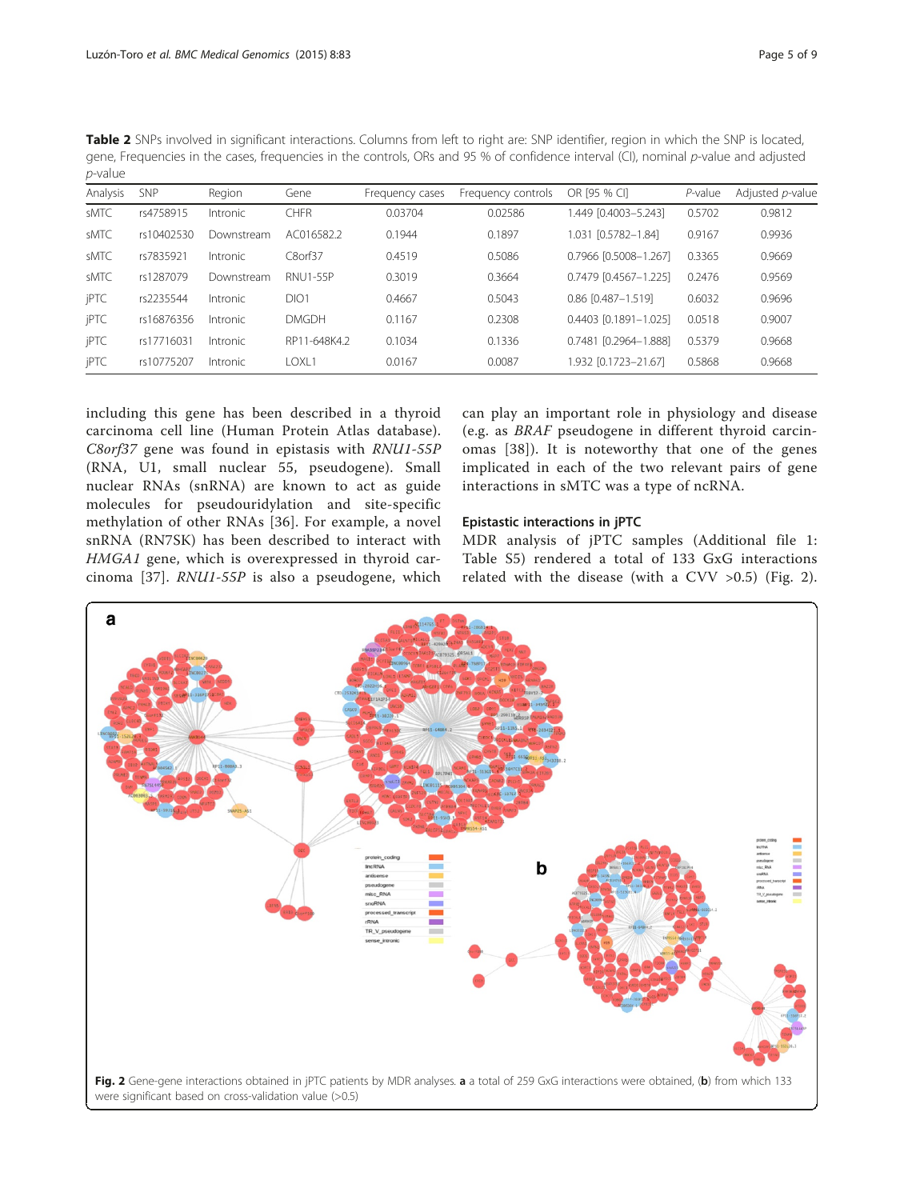**Table 2** SNPs involved in significant interactions. Columns from left to right are: SNP identifier, region in which the SNP is located, gene, Frequencies in the cases, frequencies in the controls, ORs and 95 % of confidence interval (CI), nominal *p*-value and adjusted *p*-value

| Analysis | SNP | Region | Gene | Frequency cases | Frequency controls | OR [95 % CI] | *P*-value | Adjusted *p*-value |
|---|---|---|---|---|---|---|---|---|
| sMTC | rs4758915 | Intronic | CHFR | 0.03704 | 0.02586 | 1.449 [0.4003–5.243] | 0.5702 | 0.9812 |
| sMTC | rs10402530 | Downstream | AC016582.2 | 0.1944 | 0.1897 | 1.031 [0.5782–1.84] | 0.9167 | 0.9936 |
| sMTC | rs7835921 | Intronic | C8orf37 | 0.4519 | 0.5086 | 0.7966 [0.5008–1.267] | 0.3365 | 0.9669 |
| sMTC | rs1287079 | Downstream | RNU1-55P | 0.3019 | 0.3664 | 0.7479 [0.4567–1.225] | 0.2476 | 0.9569 |
| jPTC | rs2235544 | Intronic | DIO1 | 0.4667 | 0.5043 | 0.86 [0.487–1.519] | 0.6032 | 0.9696 |
| jPTC | rs16876356 | Intronic | DMGDH | 0.1167 | 0.2308 | 0.4403 [0.1891–1.025] | 0.0518 | 0.9007 |
| jPTC | rs17716031 | Intronic | RP11-648K4.2 | 0.1034 | 0.1336 | 0.7481 [0.2964–1.888] | 0.5379 | 0.9668 |
| jPTC | rs10775207 | Intronic | LOXL1 | 0.0167 | 0.0087 | 1.932 [0.1723–21.67] | 0.5868 | 0.9668 |

including this gene has been described in a thyroid carcinoma cell line (Human Protein Atlas database). *C8orf37* gene was found in epistasis with *RNU1-55P* (RNA, U1, small nuclear 55, pseudogene). Small nuclear RNAs (snRNA) are known to act as guide molecules for pseudouridylation and site-specific methylation of other RNAs [36]. For example, a novel snRNA (RN7SK) has been described to interact with *HMGA1* gene, which is overexpressed in thyroid carcinoma [37]. *RNU1-55P* is also a pseudogene, which can play an important role in physiology and disease (e.g. as *BRAF* pseudogene in different thyroid carcinomas [38]). It is noteworthy that one of the genes implicated in each of the two relevant pairs of gene interactions in sMTC was a type of ncRNA.

### Epistastic interactions in jPTC

MDR analysis of jPTC samples (Additional file 1: Table S5) rendered a total of 133 GxG interactions related with the disease (with a CVV >0.5) (Fig. 2).

**Fig. 2** Gene-gene interactions obtained in jPTC patients by MDR analyses. **a** a total of 259 GxG interactions were obtained, (**b**) from which 133 were significant based on cross-validation value (>0.5)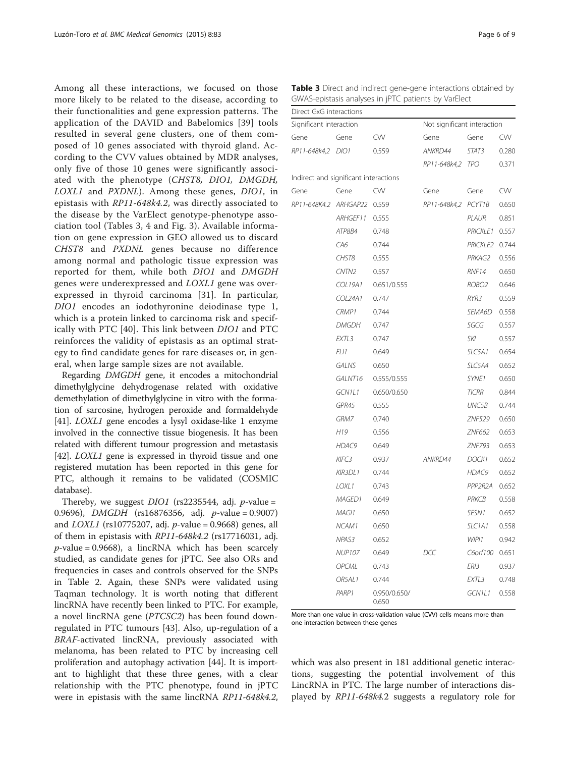Among all these interactions, we focused on those more likely to be related to the disease, according to their functionalities and gene expression patterns. The application of the DAVID and Babelomics [39] tools resulted in several gene clusters, one of them composed of 10 genes associated with thyroid gland. According to the CVV values obtained by MDR analyses, only five of those 10 genes were significantly associated with the phenotype (*CHST8, DIO1, DMGDH, LOXL1* and *PXDNL*). Among these genes, *DIO1*, in epistasis with *RP11-648k4.2*, was directly associated to the disease by the VarElect genotype-phenotype association tool (Tables 3, 4 and Fig. 3). Available information on gene expression in GEO allowed us to discard *CHST8* and *PXDNL* genes because no difference among normal and pathologic tissue expression was reported for them, while both *DIO1* and *DMGDH* genes were underexpressed and *LOXL1* gene was overexpressed in thyroid carcinoma [31]. In particular, *DIO1* encodes an iodothyronine deiodinase type 1, which is a protein linked to carcinoma risk and specifically with PTC [40]. This link between *DIO1* and PTC reinforces the validity of epistasis as an optimal strategy to find candidate genes for rare diseases or, in general, when large sample sizes are not available.

Regarding *DMGDH* gene, it encodes a mitochondrial dimethylglycine dehydrogenase related with oxidative demethylation of dimethylglycine in vitro with the formation of sarcosine, hydrogen peroxide and formaldehyde [41]. *LOXL1* gene encodes a lysyl oxidase-like 1 enzyme involved in the connective tissue biogenesis. It has been related with different tumour progression and metastasis [42]. *LOXL1* gene is expressed in thyroid tissue and one registered mutation has been reported in this gene for PTC, although it remains to be validated (COSMIC database).

Thereby, we suggest *DIO1* (rs2235544, adj. $p$-value = 0.9696), *DMGDH* (rs16876356, adj. $p$-value = 0.9007) and *LOXL1* (rs10775207, adj. $p$-value = 0.9668) genes, all of them in epistasis with *RP11-648k4.2* (rs17716031, adj. $p$-value = 0.9668), a lincRNA which has been scarcely studied, as candidate genes for jPTC. See also ORs and frequencies in cases and controls observed for the SNPs in Table 2. Again, these SNPs were validated using Taqman technology. It is worth noting that different lincRNA have recently been linked to PTC. For example, a novel lincRNA gene (*PTCSC2*) has been found downregulated in PTC tumours [43]. Also, up-regulation of a *BRAF*-activated lincRNA, previously associated with melanoma, has been related to PTC by increasing cell proliferation and autophagy activation [44]. It is important to highlight that these three genes, with a clear relationship with the PTC phenotype, found in jPTC were in epistasis with the same lincRNA *RP11-648k4.2*, which was also present in 181 additional genetic interactions, suggesting the potential involvement of this LincRNA in PTC. The large number of interactions displayed by *RP11-648k4.2* suggests a regulatory role for

**Table 3** Direct and indirect gene-gene interactions obtained by GWAS-epistasis analyses in jPTC patients by VarElect

| Direct GxG interactions | | | | | |
|---|---|---|---|---|---|
| Significant interaction | | | Not significant interaction | | |
| Gene | Gene | CVV | Gene | Gene | CVV |
| *RP11-648k4,2* | *DIO1* | 0.559 | *ANKRD44* | *STAT3* | 0.280 |
| | | | *RP11-648k4,2* | *TPO* | 0.371 |
| Indirect and significant interactions | | | | | |
| Gene | Gene | CVV | Gene | Gene | CVV |
| *RP11-648K4.2* | *ARHGAP22* | 0.559 | *RP11-648k4,2* | *PCYT1B* | 0.650 |
| | *ARHGEF11* | 0.555 | | *PLAUR* | 0.851 |
| | *ATP8B4* | 0.748 | | *PRICKLE1* | 0.557 |
| | *CA6* | 0.744 | | *PRICKLE2* | 0.744 |
| | *CHST8* | 0.555 | | *PRKAG2* | 0.556 |
| | *CNTN2* | 0.557 | | *RNF14* | 0.650 |
| | *COL19A1* | 0.651/0.555 | | *ROBO2* | 0.646 |
| | *COL24A1* | 0.747 | | *RYR3* | 0.559 |
| | *CRMP1* | 0.744 | | *SEMA6D* | 0.558 |
| | *DMGDH* | 0.747 | | *SGCG* | 0.557 |
| | *EXTL3* | 0.747 | | *SKI* | 0.557 |
| | *FLI1* | 0.649 | | *SLC5A1* | 0.654 |
| | *GALNS* | 0.650 | | *SLC5A4* | 0.652 |
| | *GALNT16* | 0.555/0.555 | | *SYNE1* | 0.650 |
| | *GCN1L1* | 0.650/0.650 | | *TICRR* | 0.844 |
| | *GPR45* | 0.555 | | *UNC5B* | 0.744 |
| | *GRM7* | 0.740 | | *ZNF529* | 0.650 |
| | *H19* | 0.556 | | *ZNF662* | 0.653 |
| | *HDAC9* | 0.649 | | *ZNF793* | 0.653 |
| | *KIFC3* | 0.937 | *ANKRD44* | *DOCK1* | 0.652 |
| | *KIR3DL1* | 0.744 | | *HDAC9* | 0.652 |
| | *LOXL1* | 0.743 | | *PPP2R2A* | 0.652 |
| | *MAGED1* | 0.649 | | *PRKCB* | 0.558 |
| | *MAGI1* | 0.650 | | *SESN1* | 0.652 |
| | *NCAM1* | 0.650 | | *SLC1A1* | 0.558 |
| | *NPAS3* | 0.652 | | *WIPI1* | 0.942 |
| | *NUP107* | 0.649 | *DCC* | *C6orf100* | 0.651 |
| | *OPCML* | 0.743 | | *ERI3* | 0.937 |
| | *OR5AL1* | 0.744 | | *EXTL3* | 0.748 |
| | *PARP1* | 0.950/0.650/0.650 | | *GCN1L1* | 0.558 |

More than one value in cross-validation value (CVV) cells means more than one interaction between these genes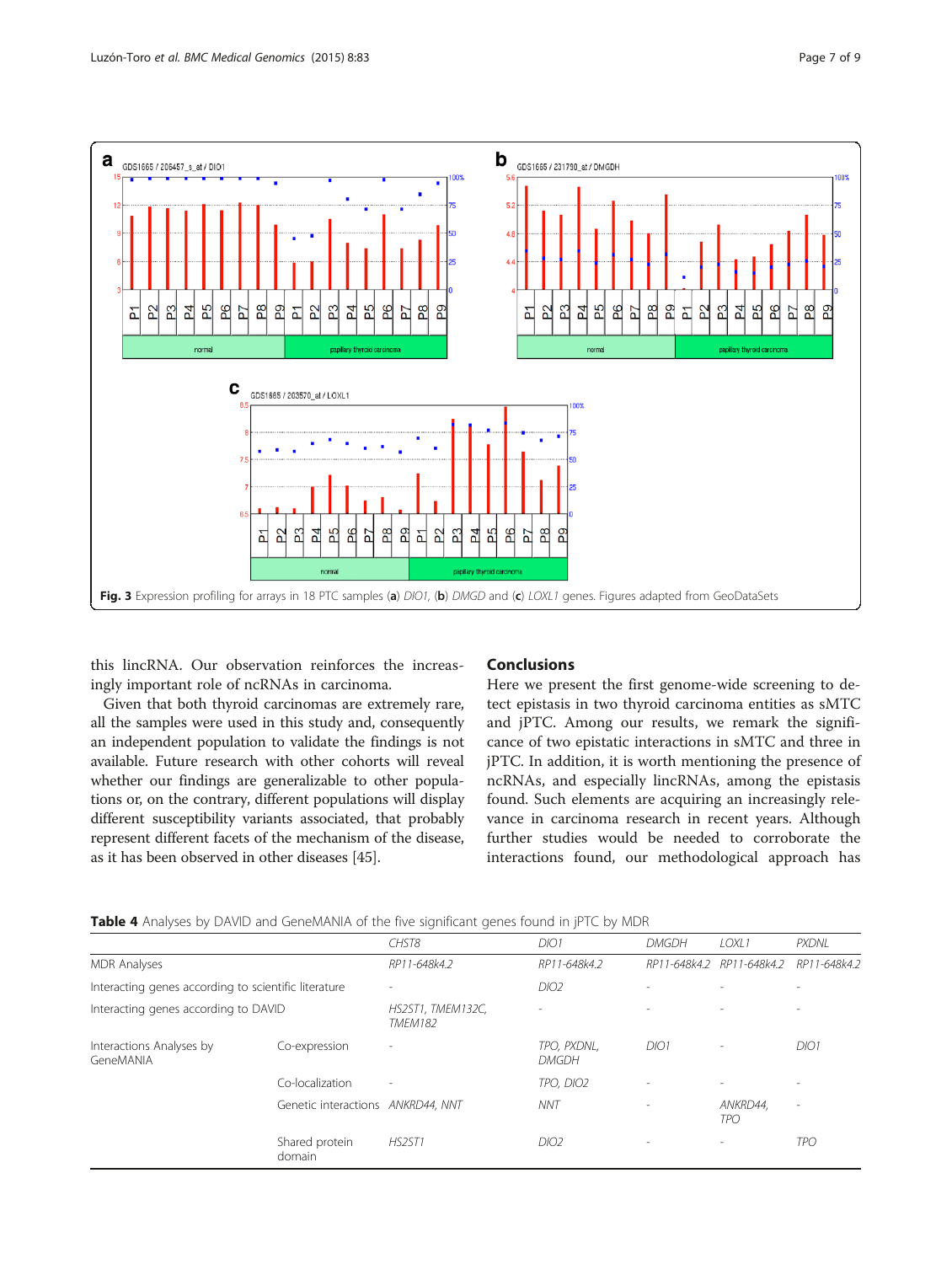Fig. 3 Expression profiling for arrays in 18 PTC samples (**a**) *DIO1*, (**b**) *DMGD* and (**c**) *LOXL1* genes. Figures adapted from GeoDataSets

this lincRNA. Our observation reinforces the increasingly important role of ncRNAs in carcinoma.

Given that both thyroid carcinomas are extremely rare, all the samples were used in this study and, consequently an independent population to validate the findings is not available. Future research with other cohorts will reveal whether our findings are generalizable to other populations or, on the contrary, different populations will display different susceptibility variants associated, that probably represent different facets of the mechanism of the disease, as it has been observed in other diseases [45].

## Conclusions

Here we present the first genome-wide screening to detect epistasis in two thyroid carcinoma entities as sMTC and jPTC. Among our results, we remark the significance of two epistatic interactions in sMTC and three in jPTC. In addition, it is worth mentioning the presence of ncRNAs, and especially lincRNAs, among the epistasis found. Such elements are acquiring an increasingly relevance in carcinoma research in recent years. Although further studies would be needed to corroborate the interactions found, our methodological approach has

**Table 4** Analyses by DAVID and GeneMANIA of the five significant genes found in jPTC by MDR

| | | *CHST8* | *DIO1* | *DMGDH* | *LOXL1* | *PXDNL* |
|---|---|---|---|---|---|---|
| MDR Analyses | | *RP11-648k4.2* | *RP11-648k4.2* | *RP11-648k4.2* | *RP11-648k4.2* | *RP11-648k4.2* |
| Interacting genes according to scientific literature | | - | *DIO2* | - | - | - |
| Interacting genes according to DAVID | | *HS2ST1, TMEM132C, TMEM182* | - | - | - | - |
| Interactions Analyses by GeneMANIA | Co-expression | - | *TPO, PXDNL, DMGDH* | *DIO1* | - | *DIO1* |
| | Co-localization | - | *TPO, DIO2* | - | - | - |
| | Genetic interactions | *ANKRD44, NNT* | *NNT* | - | *ANKRD44, TPO* | - |
| | Shared protein domain | *HS2ST1* | *DIO2* | - | - | *TPO* |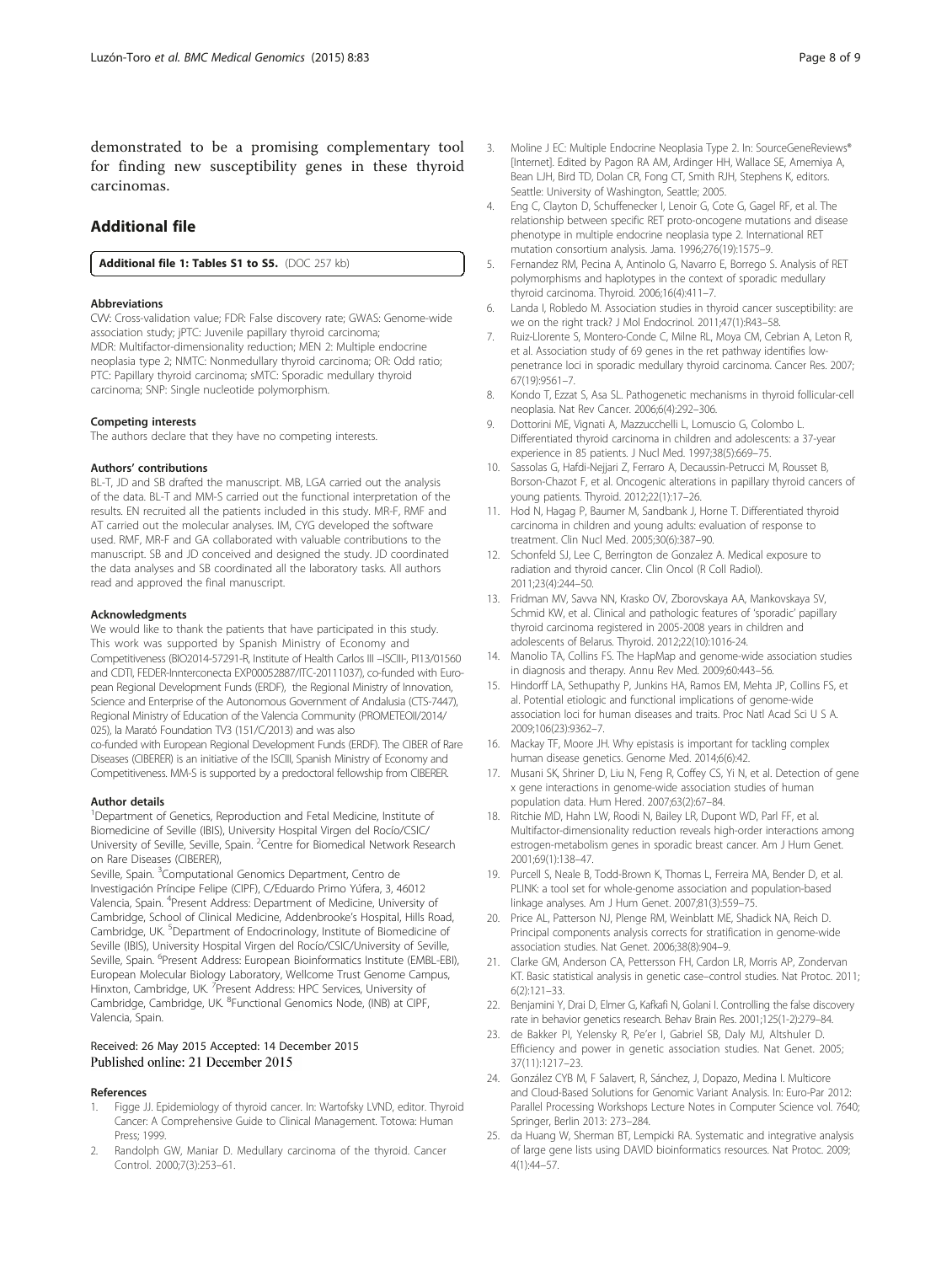demonstrated to be a promising complementary tool for finding new susceptibility genes in these thyroid carcinomas.

## Additional file

**Additional file 1: Tables S1 to S5.** (DOC 257 kb)

#### Abbreviations

CVV: Cross-validation value; FDR: False discovery rate; GWAS: Genome-wide association study; jPTC: Juvenile papillary thyroid carcinoma; MDR: Multifactor-dimensionality reduction; MEN 2: Multiple endocrine neoplasia type 2; NMTC: Nonmedullary thyroid carcinoma; OR: Odd ratio; PTC: Papillary thyroid carcinoma; sMTC: Sporadic medullary thyroid carcinoma; SNP: Single nucleotide polymorphism.

#### Competing interests

The authors declare that they have no competing interests.

#### Authors' contributions

BL-T, JD and SB drafted the manuscript. MB, LGA carried out the analysis of the data. BL-T and MM-S carried out the functional interpretation of the results. EN recruited all the patients included in this study. MR-F, RMF and AT carried out the molecular analyses. IM, CYG developed the software used. RMF, MR-F and GA collaborated with valuable contributions to the manuscript. SB and JD conceived and designed the study. JD coordinated the data analyses and SB coordinated all the laboratory tasks. All authors read and approved the final manuscript.

#### Acknowledgments

We would like to thank the patients that have participated in this study. This work was supported by Spanish Ministry of Economy and Competitiveness (BIO2014-57291-R, Institute of Health Carlos III –ISCIII-, PI13/01560 and CDTI, FEDER-Innterconecta EXP00052887/ITC-20111037), co-funded with European Regional Development Funds (ERDF), the Regional Ministry of Innovation, Science and Enterprise of the Autonomous Government of Andalusia (CTS-7447), Regional Ministry of Education of the Valencia Community (PROMETEOII/2014/025), la Marató Foundation TV3 (151/C/2013) and was also co-funded with European Regional Development Funds (ERDF). The CIBER of Rare Diseases (CIBERER) is an initiative of the ISCIII, Spanish Ministry of Economy and Competitiveness. MM-S is supported by a predoctoral fellowship from CIBERER.

#### Author details

[1]Department of Genetics, Reproduction and Fetal Medicine, Institute of Biomedicine of Seville (IBIS), University Hospital Virgen del Rocío/CSIC/University of Seville, Seville, Spain. [2]Centre for Biomedical Network Research on Rare Diseases (CIBERER), Seville, Spain. [3]Computational Genomics Department, Centro de Investigación Príncipe Felipe (CIPF), C/Eduardo Primo Yúfera, 3, 46012 Valencia, Spain. [4]Present Address: Department of Medicine, University of Cambridge, School of Clinical Medicine, Addenbrooke's Hospital, Hills Road, Cambridge, UK. [5]Department of Endocrinology, Institute of Biomedicine of Seville (IBIS), University Hospital Virgen del Rocío/CSIC/University of Seville, Seville, Spain. [6]Present Address: European Bioinformatics Institute (EMBL-EBI), European Molecular Biology Laboratory, Wellcome Trust Genome Campus, Hinxton, Cambridge, UK. [7]Present Address: HPC Services, University of Cambridge, Cambridge, UK. [8]Functional Genomics Node, (INB) at CIPF, Valencia, Spain.

Received: 26 May 2015 Accepted: 14 December 2015
Published online: 21 December 2015

#### References

1. Figge JJ. Epidemiology of thyroid cancer. In: Wartofsky LVND, editor. Thyroid Cancer: A Comprehensive Guide to Clinical Management. Totowa: Human Press; 1999.
2. Randolph GW, Maniar D. Medullary carcinoma of the thyroid. Cancer Control. 2000;7(3):253–61.
3. Moline J EC: Multiple Endocrine Neoplasia Type 2. In: SourceGeneReviews® [Internet]. Edited by Pagon RA AM, Ardinger HH, Wallace SE, Amemiya A, Bean LJH, Bird TD, Dolan CR, Fong CT, Smith RJH, Stephens K, editors. Seattle: University of Washington, Seattle; 2005.
4. Eng C, Clayton D, Schuffenecker I, Lenoir G, Cote G, Gagel RF, et al. The relationship between specific RET proto-oncogene mutations and disease phenotype in multiple endocrine neoplasia type 2. International RET mutation consortium analysis. Jama. 1996;276(19):1575–9.
5. Fernandez RM, Pecina A, Antinolo G, Navarro E, Borrego S. Analysis of RET polymorphisms and haplotypes in the context of sporadic medullary thyroid carcinoma. Thyroid. 2006;16(4):411–7.
6. Landa I, Robledo M. Association studies in thyroid cancer susceptibility: are we on the right track? J Mol Endocrinol. 2011;47(1):R43–58.
7. Ruiz-Llorente S, Montero-Conde C, Milne RL, Moya CM, Cebrian A, Leton R, et al. Association study of 69 genes in the ret pathway identifies low-penetrance loci in sporadic medullary thyroid carcinoma. Cancer Res. 2007; 67(19):9561–7.
8. Kondo T, Ezzat S, Asa SL. Pathogenetic mechanisms in thyroid follicular-cell neoplasia. Nat Rev Cancer. 2006;6(4):292–306.
9. Dottorini ME, Vignati A, Mazzucchelli L, Lomuscio G, Colombo L. Differentiated thyroid carcinoma in children and adolescents: a 37-year experience in 85 patients. J Nucl Med. 1997;38(5):669–75.
10. Sassolas G, Hafdi-Nejjari Z, Ferraro A, Decaussin-Petrucci M, Rousset B, Borson-Chazot F, et al. Oncogenic alterations in papillary thyroid cancers of young patients. Thyroid. 2012;22(1):17–26.
11. Hod N, Hagag P, Baumer M, Sandbank J, Horne T. Differentiated thyroid carcinoma in children and young adults: evaluation of response to treatment. Clin Nucl Med. 2005;30(6):387–90.
12. Schonfeld SJ, Lee C, Berrington de Gonzalez A. Medical exposure to radiation and thyroid cancer. Clin Oncol (R Coll Radiol). 2011;23(4):244–50.
13. Fridman MV, Savva NN, Krasko OV, Zborovskaya AA, Mankovskaya SV, Schmid KW, et al. Clinical and pathologic features of 'sporadic' papillary thyroid carcinoma registered in 2005-2008 years in children and adolescents of Belarus. Thyroid. 2012;22(10):1016-24.
14. Manolio TA, Collins FS. The HapMap and genome-wide association studies in diagnosis and therapy. Annu Rev Med. 2009;60:443–56.
15. Hindorff LA, Sethupathy P, Junkins HA, Ramos EM, Mehta JP, Collins FS, et al. Potential etiologic and functional implications of genome-wide association loci for human diseases and traits. Proc Natl Acad Sci U S A. 2009;106(23):9362–7.
16. Mackay TF, Moore JH. Why epistasis is important for tackling complex human disease genetics. Genome Med. 2014;6(6):42.
17. Musani SK, Shriner D, Liu N, Feng R, Coffey CS, Yi N, et al. Detection of gene x gene interactions in genome-wide association studies of human population data. Hum Hered. 2007;63(2):67–84.
18. Ritchie MD, Hahn LW, Roodi N, Bailey LR, Dupont WD, Parl FF, et al. Multifactor-dimensionality reduction reveals high-order interactions among estrogen-metabolism genes in sporadic breast cancer. Am J Hum Genet. 2001;69(1):138–47.
19. Purcell S, Neale B, Todd-Brown K, Thomas L, Ferreira MA, Bender D, et al. PLINK: a tool set for whole-genome association and population-based linkage analyses. Am J Hum Genet. 2007;81(3):559–75.
20. Price AL, Patterson NJ, Plenge RM, Weinblatt ME, Shadick NA, Reich D. Principal components analysis corrects for stratification in genome-wide association studies. Nat Genet. 2006;38(8):904–9.
21. Clarke GM, Anderson CA, Pettersson FH, Cardon LR, Morris AP, Zondervan KT. Basic statistical analysis in genetic case–control studies. Nat Protoc. 2011; 6(2):121–33.
22. Benjamini Y, Drai D, Elmer G, Kafkafi N, Golani I. Controlling the false discovery rate in behavior genetics research. Behav Brain Res. 2001;125(1-2):279–84.
23. de Bakker PI, Yelensky R, Pe'er I, Gabriel SB, Daly MJ, Altshuler D. Efficiency and power in genetic association studies. Nat Genet. 2005; 37(11):1217–23.
24. González CYB M, F Salavert, R, Sánchez, J, Dopazo, Medina I. Multicore and Cloud-Based Solutions for Genomic Variant Analysis. In: Euro-Par 2012: Parallel Processing Workshops Lecture Notes in Computer Science vol. 7640; Springer, Berlin 2013: 273–284.
25. da Huang W, Sherman BT, Lempicki RA. Systematic and integrative analysis of large gene lists using DAVID bioinformatics resources. Nat Protoc. 2009; 4(1):44–57.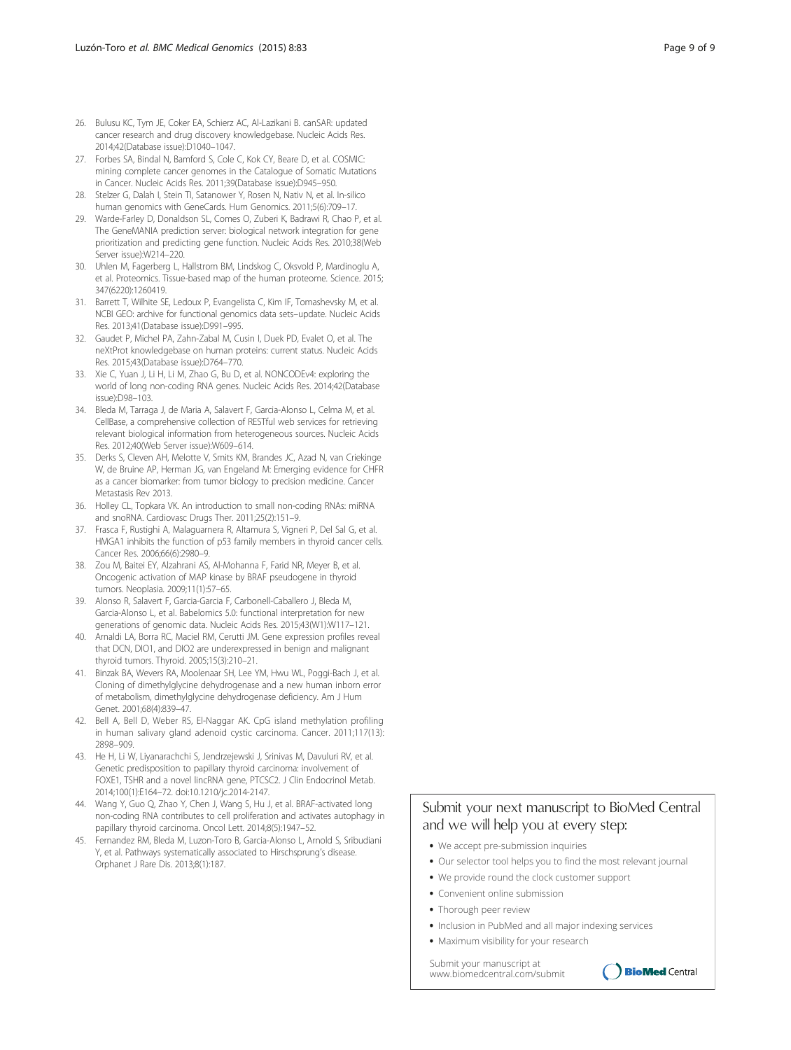26. Bulusu KC, Tym JE, Coker EA, Schierz AC, Al-Lazikani B. canSAR: updated cancer research and drug discovery knowledgebase. Nucleic Acids Res. 2014;42(Database issue):D1040–1047.
27. Forbes SA, Bindal N, Bamford S, Cole C, Kok CY, Beare D, et al. COSMIC: mining complete cancer genomes in the Catalogue of Somatic Mutations in Cancer. Nucleic Acids Res. 2011;39(Database issue):D945–950.
28. Stelzer G, Dalah I, Stein TI, Satanower Y, Rosen N, Nativ N, et al. In-silico human genomics with GeneCards. Hum Genomics. 2011;5(6):709–17.
29. Warde-Farley D, Donaldson SL, Comes O, Zuberi K, Badrawi R, Chao P, et al. The GeneMANIA prediction server: biological network integration for gene prioritization and predicting gene function. Nucleic Acids Res. 2010;38(Web Server issue):W214–220.
30. Uhlen M, Fagerberg L, Hallstrom BM, Lindskog C, Oksvold P, Mardinoglu A, et al. Proteomics. Tissue-based map of the human proteome. Science. 2015; 347(6220):1260419.
31. Barrett T, Wilhite SE, Ledoux P, Evangelista C, Kim IF, Tomashevsky M, et al. NCBI GEO: archive for functional genomics data sets–update. Nucleic Acids Res. 2013;41(Database issue):D991–995.
32. Gaudet P, Michel PA, Zahn-Zabal M, Cusin I, Duek PD, Evalet O, et al. The neXtProt knowledgebase on human proteins: current status. Nucleic Acids Res. 2015;43(Database issue):D764–770.
33. Xie C, Yuan J, Li H, Li M, Zhao G, Bu D, et al. NONCODEv4: exploring the world of long non-coding RNA genes. Nucleic Acids Res. 2014;42(Database issue):D98–103.
34. Bleda M, Tarraga J, de Maria A, Salavert F, Garcia-Alonso L, Celma M, et al. CellBase, a comprehensive collection of RESTful web services for retrieving relevant biological information from heterogeneous sources. Nucleic Acids Res. 2012;40(Web Server issue):W609–614.
35. Derks S, Cleven AH, Melotte V, Smits KM, Brandes JC, Azad N, van Criekinge W, de Bruine AP, Herman JG, van Engeland M: Emerging evidence for CHFR as a cancer biomarker: from tumor biology to precision medicine. Cancer Metastasis Rev 2013.
36. Holley CL, Topkara VK. An introduction to small non-coding RNAs: miRNA and snoRNA. Cardiovasc Drugs Ther. 2011;25(2):151–9.
37. Frasca F, Rustighi A, Malaguarnera R, Altamura S, Vigneri P, Del Sal G, et al. HMGA1 inhibits the function of p53 family members in thyroid cancer cells. Cancer Res. 2006;66(6):2980–9.
38. Zou M, Baitei EY, Alzahrani AS, Al-Mohanna F, Farid NR, Meyer B, et al. Oncogenic activation of MAP kinase by BRAF pseudogene in thyroid tumors. Neoplasia. 2009;11(1):57–65.
39. Alonso R, Salavert F, Garcia-Garcia F, Carbonell-Caballero J, Bleda M, Garcia-Alonso L, et al. Babelomics 5.0: functional interpretation for new generations of genomic data. Nucleic Acids Res. 2015;43(W1):W117–121.
40. Arnaldi LA, Borra RC, Maciel RM, Cerutti JM. Gene expression profiles reveal that DCN, DIO1, and DIO2 are underexpressed in benign and malignant thyroid tumors. Thyroid. 2005;15(3):210–21.
41. Binzak BA, Wevers RA, Moolenaar SH, Lee YM, Hwu WL, Poggi-Bach J, et al. Cloning of dimethylglycine dehydrogenase and a new human inborn error of metabolism, dimethylglycine dehydrogenase deficiency. Am J Hum Genet. 2001;68(4):839–47.
42. Bell A, Bell D, Weber RS, El-Naggar AK. CpG island methylation profiling in human salivary gland adenoid cystic carcinoma. Cancer. 2011;117(13): 2898–909.
43. He H, Li W, Liyanarachchi S, Jendrzejewski J, Srinivas M, Davuluri RV, et al. Genetic predisposition to papillary thyroid carcinoma: involvement of FOXE1, TSHR and a novel lincRNA gene, PTCSC2. J Clin Endocrinol Metab. 2014;100(1):E164–72. doi:10.1210/jc.2014-2147.
44. Wang Y, Guo Q, Zhao Y, Chen J, Wang S, Hu J, et al. BRAF-activated long non-coding RNA contributes to cell proliferation and activates autophagy in papillary thyroid carcinoma. Oncol Lett. 2014;8(5):1947–52.
45. Fernandez RM, Bleda M, Luzon-Toro B, Garcia-Alonso L, Arnold S, Sribudiani Y, et al. Pathways systematically associated to Hirschsprung's disease. Orphanet J Rare Dis. 2013;8(1):187.

Submit your next manuscript to BioMed Central and we will help you at every step:

- We accept pre-submission inquiries
- Our selector tool helps you to find the most relevant journal
- We provide round the clock customer support
- Convenient online submission
- Thorough peer review
- Inclusion in PubMed and all major indexing services
- Maximum visibility for your research

Submit your manuscript at www.biomedcentral.com/submit

BioMed Central